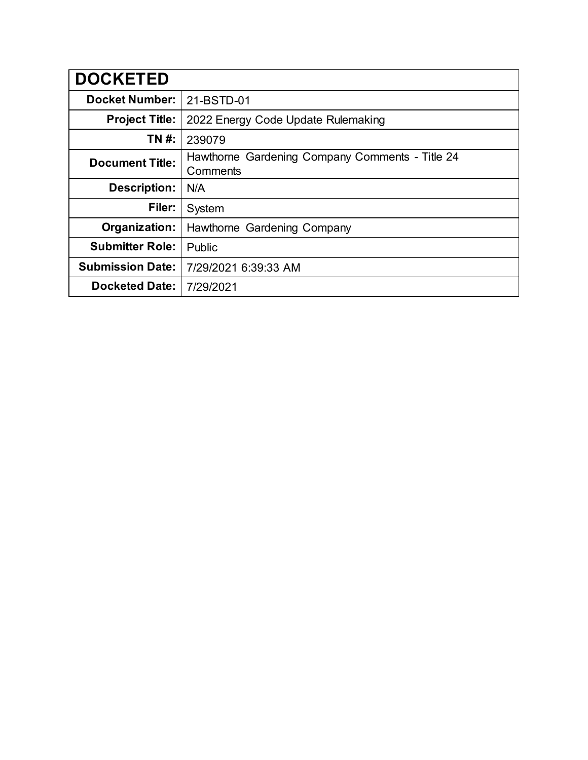| DOCKETED | |
|---|---|
| **Docket Number:** | 21-BSTD-01 |
| **Project Title:** | 2022 Energy Code Update Rulemaking |
| **TN #:** | 239079 |
| **Document Title:** | Hawthorne Gardening Company Comments - Title 24 Comments |
| **Description:** | N/A |
| **Filer:** | System |
| **Organization:** | Hawthorne Gardening Company |
| **Submitter Role:** | Public |
| **Submission Date:** | 7/29/2021 6:39:33 AM |
| **Docketed Date:** | 7/29/2021 |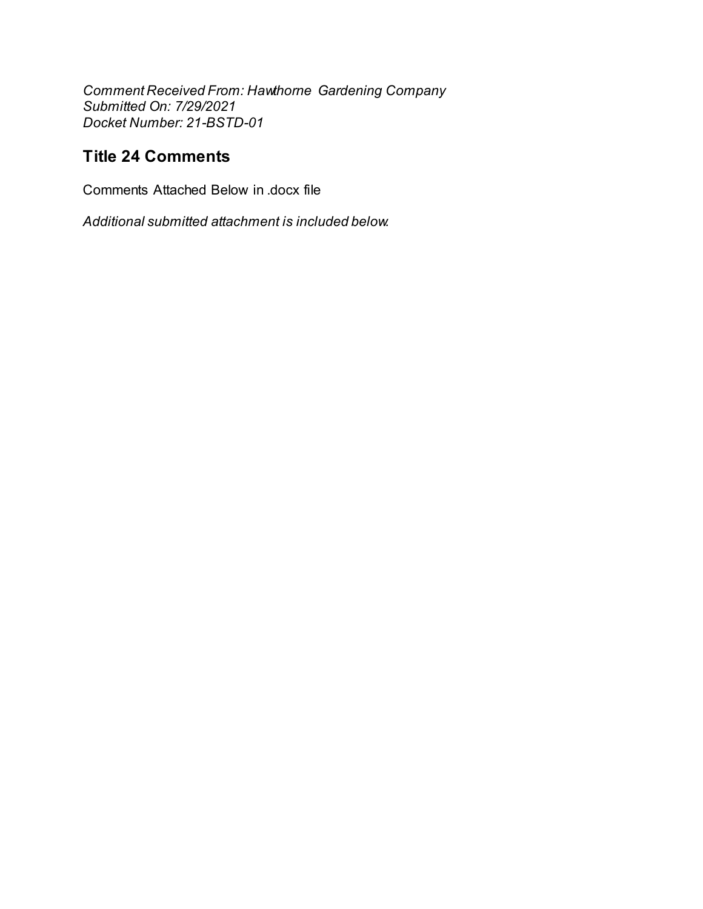*Comment Received From: Hawthorne Gardening Company*
*Submitted On: 7/29/2021*
*Docket Number: 21-BSTD-01*

## Title 24 Comments

Comments Attached Below in .docx file

*Additional submitted attachment is included below.*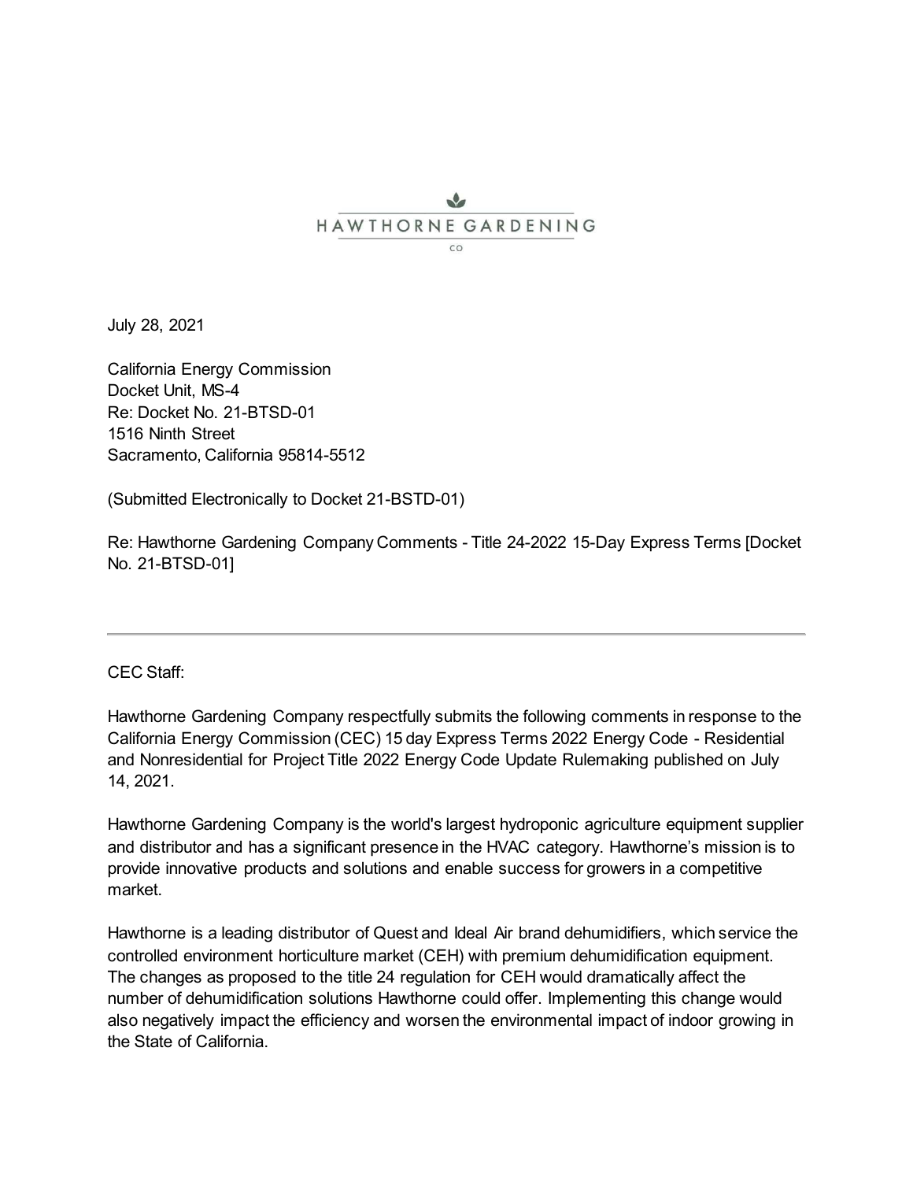HAWTHORNE GARDENING

CO

July 28, 2021

California Energy Commission
Docket Unit, MS-4
Re: Docket No. 21-BTSD-01
1516 Ninth Street
Sacramento, California 95814-5512

(Submitted Electronically to Docket 21-BSTD-01)

Re: Hawthorne Gardening Company Comments - Title 24-2022 15-Day Express Terms [Docket No. 21-BTSD-01]

---

CEC Staff:

Hawthorne Gardening Company respectfully submits the following comments in response to the California Energy Commission (CEC) 15 day Express Terms 2022 Energy Code - Residential and Nonresidential for Project Title 2022 Energy Code Update Rulemaking published on July 14, 2021.

Hawthorne Gardening Company is the world's largest hydroponic agriculture equipment supplier and distributor and has a significant presence in the HVAC category. Hawthorne's mission is to provide innovative products and solutions and enable success for growers in a competitive market.

Hawthorne is a leading distributor of Quest and Ideal Air brand dehumidifiers, which service the controlled environment horticulture market (CEH) with premium dehumidification equipment. The changes as proposed to the title 24 regulation for CEH would dramatically affect the number of dehumidification solutions Hawthorne could offer. Implementing this change would also negatively impact the efficiency and worsen the environmental impact of indoor growing in the State of California.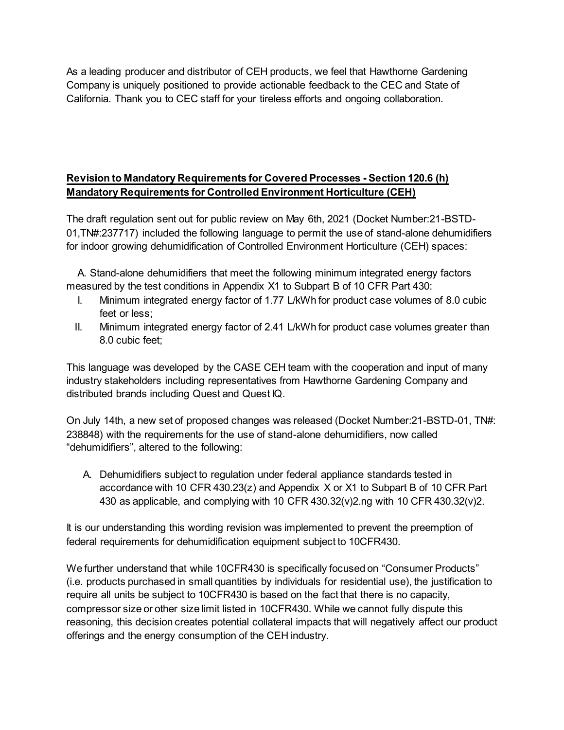As a leading producer and distributor of CEH products, we feel that Hawthorne Gardening Company is uniquely positioned to provide actionable feedback to the CEC and State of California. Thank you to CEC staff for your tireless efforts and ongoing collaboration.

**Revision to Mandatory Requirements for Covered Processes - Section 120.6 (h) Mandatory Requirements for Controlled Environment Horticulture (CEH)**

The draft regulation sent out for public review on May 6th, 2021 (Docket Number:21-BSTD-01,TN#:237717) included the following language to permit the use of stand-alone dehumidifiers for indoor growing dehumidification of Controlled Environment Horticulture (CEH) spaces:

A. Stand-alone dehumidifiers that meet the following minimum integrated energy factors measured by the test conditions in Appendix X1 to Subpart B of 10 CFR Part 430:

I. Minimum integrated energy factor of 1.77 L/kWh for product case volumes of 8.0 cubic feet or less;
II. Minimum integrated energy factor of 2.41 L/kWh for product case volumes greater than 8.0 cubic feet;

This language was developed by the CASE CEH team with the cooperation and input of many industry stakeholders including representatives from Hawthorne Gardening Company and distributed brands including Quest and Quest IQ.

On July 14th, a new set of proposed changes was released (Docket Number:21-BSTD-01, TN#: 238848) with the requirements for the use of stand-alone dehumidifiers, now called "dehumidifiers", altered to the following:

A. Dehumidifiers subject to regulation under federal appliance standards tested in accordance with 10 CFR 430.23(z) and Appendix X or X1 to Subpart B of 10 CFR Part 430 as applicable, and complying with 10 CFR 430.32(v)2.ng with 10 CFR 430.32(v)2.

It is our understanding this wording revision was implemented to prevent the preemption of federal requirements for dehumidification equipment subject to 10CFR430.

We further understand that while 10CFR430 is specifically focused on "Consumer Products" (i.e. products purchased in small quantities by individuals for residential use), the justification to require all units be subject to 10CFR430 is based on the fact that there is no capacity, compressor size or other size limit listed in 10CFR430. While we cannot fully dispute this reasoning, this decision creates potential collateral impacts that will negatively affect our product offerings and the energy consumption of the CEH industry.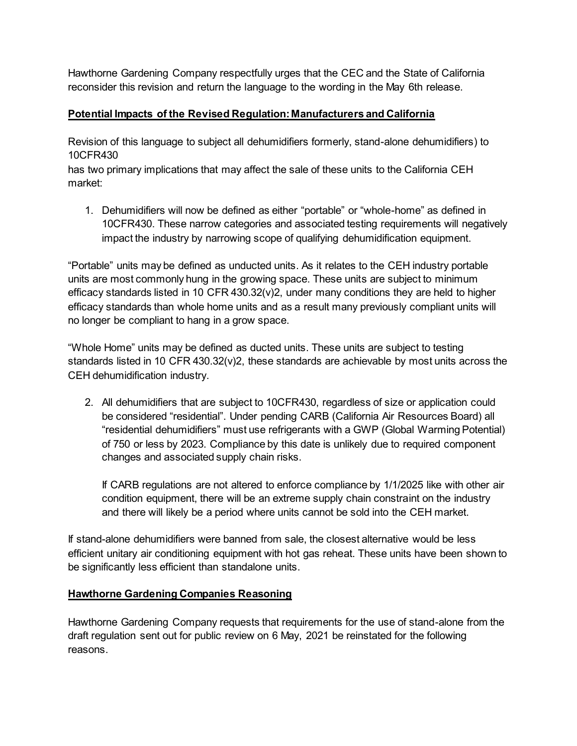Hawthorne Gardening Company respectfully urges that the CEC and the State of California reconsider this revision and return the language to the wording in the May 6th release.

**Potential Impacts of the Revised Regulation: Manufacturers and California**

Revision of this language to subject all dehumidifiers formerly, stand-alone dehumidifiers) to 10CFR430
has two primary implications that may affect the sale of these units to the California CEH market:

1. Dehumidifiers will now be defined as either "portable" or "whole-home" as defined in 10CFR430. These narrow categories and associated testing requirements will negatively impact the industry by narrowing scope of qualifying dehumidification equipment.

"Portable" units may be defined as unducted units. As it relates to the CEH industry portable units are most commonly hung in the growing space. These units are subject to minimum efficacy standards listed in 10 CFR 430.32(v)2, under many conditions they are held to higher efficacy standards than whole home units and as a result many previously compliant units will no longer be compliant to hang in a grow space.

"Whole Home" units may be defined as ducted units. These units are subject to testing standards listed in 10 CFR 430.32(v)2, these standards are achievable by most units across the CEH dehumidification industry.

2. All dehumidifiers that are subject to 10CFR430, regardless of size or application could be considered "residential". Under pending CARB (California Air Resources Board) all "residential dehumidifiers" must use refrigerants with a GWP (Global Warming Potential) of 750 or less by 2023. Compliance by this date is unlikely due to required component changes and associated supply chain risks.

   If CARB regulations are not altered to enforce compliance by 1/1/2025 like with other air condition equipment, there will be an extreme supply chain constraint on the industry and there will likely be a period where units cannot be sold into the CEH market.

If stand-alone dehumidifiers were banned from sale, the closest alternative would be less efficient unitary air conditioning equipment with hot gas reheat. These units have been shown to be significantly less efficient than standalone units.

**Hawthorne Gardening Companies Reasoning**

Hawthorne Gardening Company requests that requirements for the use of stand-alone from the draft regulation sent out for public review on 6 May, 2021 be reinstated for the following reasons.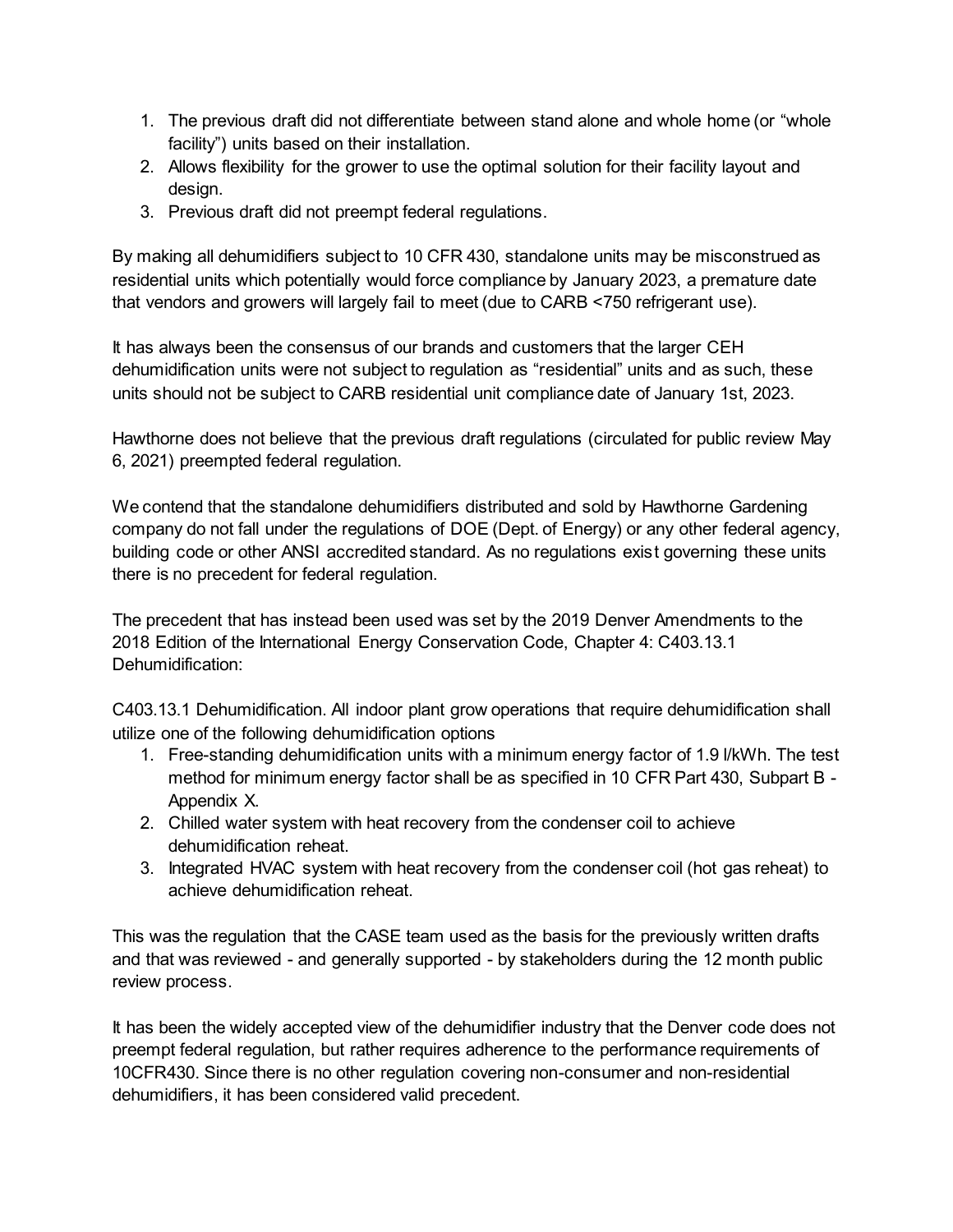1. The previous draft did not differentiate between stand alone and whole home (or "whole facility") units based on their installation.
2. Allows flexibility for the grower to use the optimal solution for their facility layout and design.
3. Previous draft did not preempt federal regulations.

By making all dehumidifiers subject to 10 CFR 430, standalone units may be misconstrued as residential units which potentially would force compliance by January 2023, a premature date that vendors and growers will largely fail to meet (due to CARB <750 refrigerant use).

It has always been the consensus of our brands and customers that the larger CEH dehumidification units were not subject to regulation as "residential" units and as such, these units should not be subject to CARB residential unit compliance date of January 1st, 2023.

Hawthorne does not believe that the previous draft regulations (circulated for public review May 6, 2021) preempted federal regulation.

We contend that the standalone dehumidifiers distributed and sold by Hawthorne Gardening company do not fall under the regulations of DOE (Dept. of Energy) or any other federal agency, building code or other ANSI accredited standard. As no regulations exist governing these units there is no precedent for federal regulation.

The precedent that has instead been used was set by the 2019 Denver Amendments to the 2018 Edition of the International Energy Conservation Code, Chapter 4: C403.13.1 Dehumidification:

C403.13.1 Dehumidification. All indoor plant grow operations that require dehumidification shall utilize one of the following dehumidification options

1. Free-standing dehumidification units with a minimum energy factor of 1.9 l/kWh. The test method for minimum energy factor shall be as specified in 10 CFR Part 430, Subpart B - Appendix X.
2. Chilled water system with heat recovery from the condenser coil to achieve dehumidification reheat.
3. Integrated HVAC system with heat recovery from the condenser coil (hot gas reheat) to achieve dehumidification reheat.

This was the regulation that the CASE team used as the basis for the previously written drafts and that was reviewed - and generally supported - by stakeholders during the 12 month public review process.

It has been the widely accepted view of the dehumidifier industry that the Denver code does not preempt federal regulation, but rather requires adherence to the performance requirements of 10CFR430. Since there is no other regulation covering non-consumer and non-residential dehumidifiers, it has been considered valid precedent.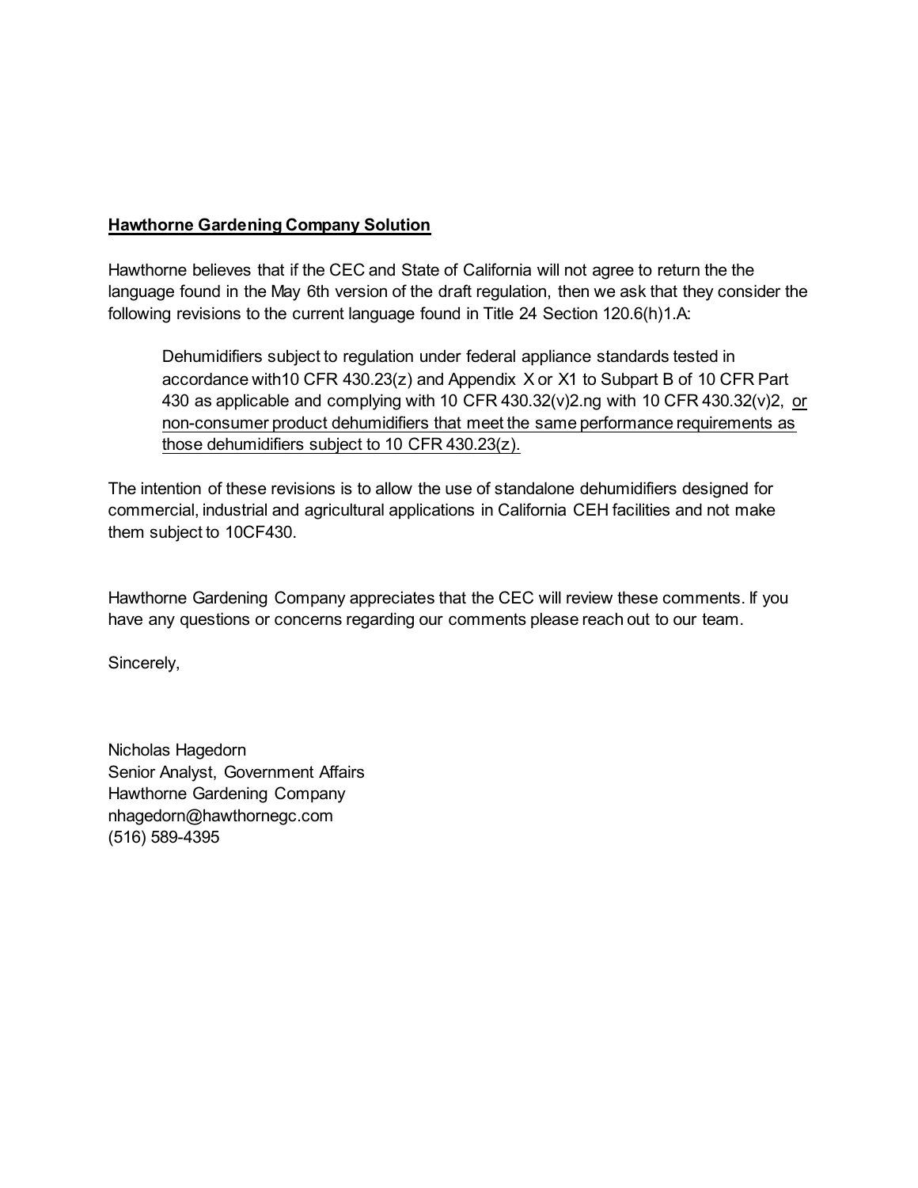**<u>Hawthorne Gardening Company Solution</u>**

Hawthorne believes that if the CEC and State of California will not agree to return the the language found in the May 6th version of the draft regulation, then we ask that they consider the following revisions to the current language found in Title 24 Section 120.6(h)1.A:

> Dehumidifiers subject to regulation under federal appliance standards tested in accordance with10 CFR 430.23(z) and Appendix X or X1 to Subpart B of 10 CFR Part 430 as applicable and complying with 10 CFR 430.32(v)2.ng with 10 CFR 430.32(v)2, <u>or non-consumer product dehumidifiers that meet the same performance requirements as those dehumidifiers subject to 10 CFR 430.23(z).</u>

The intention of these revisions is to allow the use of standalone dehumidifiers designed for commercial, industrial and agricultural applications in California CEH facilities and not make them subject to 10CF430.

Hawthorne Gardening Company appreciates that the CEC will review these comments. If you have any questions or concerns regarding our comments please reach out to our team.

Sincerely,

Nicholas Hagedorn
Senior Analyst, Government Affairs
Hawthorne Gardening Company
nhagedorn@hawthornegc.com
(516) 589-4395